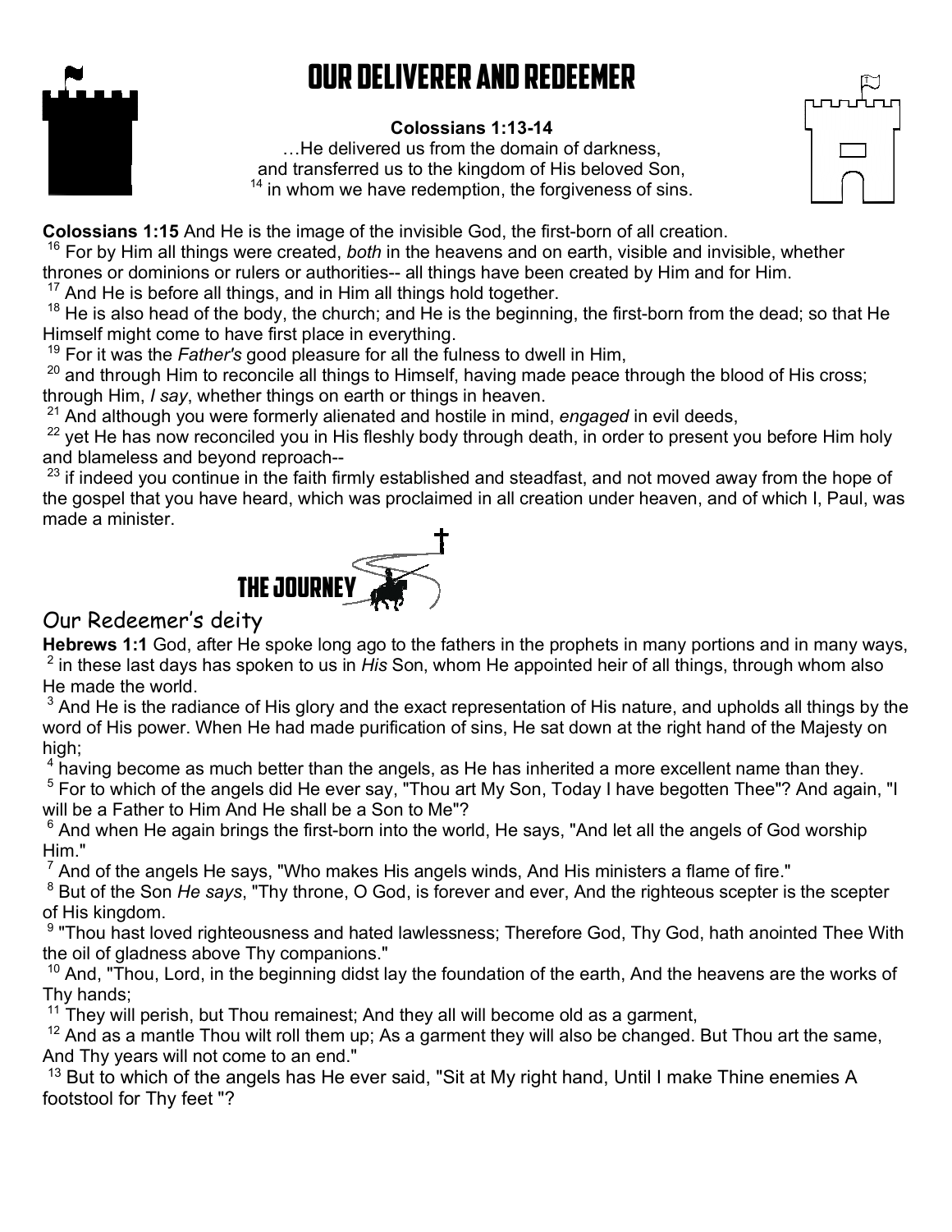# OUR DELIVERER AND REDEEMER

**Colossians 1:13-14**

…He delivered us from the domain of darkness,
and transferred us to the kingdom of His beloved Son,
[14] in whom we have redemption, the forgiveness of sins.

**Colossians 1:15** And He is the image of the invisible God, the first-born of all creation.
[16] For by Him all things were created, *both* in the heavens and on earth, visible and invisible, whether thrones or dominions or rulers or authorities-- all things have been created by Him and for Him.
[17] And He is before all things, and in Him all things hold together.
[18] He is also head of the body, the church; and He is the beginning, the first-born from the dead; so that He Himself might come to have first place in everything.
[19] For it was the *Father's* good pleasure for all the fulness to dwell in Him,
[20] and through Him to reconcile all things to Himself, having made peace through the blood of His cross; through Him, *I say*, whether things on earth or things in heaven.
[21] And although you were formerly alienated and hostile in mind, *engaged* in evil deeds,
[22] yet He has now reconciled you in His fleshly body through death, in order to present you before Him holy and blameless and beyond reproach--
[23] if indeed you continue in the faith firmly established and steadfast, and not moved away from the hope of the gospel that you have heard, which was proclaimed in all creation under heaven, and of which I, Paul, was made a minister.

THE JOURNEY

## Our Redeemer's deity

**Hebrews 1:1** God, after He spoke long ago to the fathers in the prophets in many portions and in many ways,
[2] in these last days has spoken to us in *His* Son, whom He appointed heir of all things, through whom also He made the world.
[3] And He is the radiance of His glory and the exact representation of His nature, and upholds all things by the word of His power. When He had made purification of sins, He sat down at the right hand of the Majesty on high;
[4] having become as much better than the angels, as He has inherited a more excellent name than they.
[5] For to which of the angels did He ever say, "Thou art My Son, Today I have begotten Thee"? And again, "I will be a Father to Him And He shall be a Son to Me"?
[6] And when He again brings the first-born into the world, He says, "And let all the angels of God worship Him."
[7] And of the angels He says, "Who makes His angels winds, And His ministers a flame of fire."
[8] But of the Son *He says*, "Thy throne, O God, is forever and ever, And the righteous scepter is the scepter of His kingdom.
[9] "Thou hast loved righteousness and hated lawlessness; Therefore God, Thy God, hath anointed Thee With the oil of gladness above Thy companions."
[10] And, "Thou, Lord, in the beginning didst lay the foundation of the earth, And the heavens are the works of Thy hands;
[11] They will perish, but Thou remainest; And they all will become old as a garment,
[12] And as a mantle Thou wilt roll them up; As a garment they will also be changed. But Thou art the same, And Thy years will not come to an end."
[13] But to which of the angels has He ever said, "Sit at My right hand, Until I make Thine enemies A footstool for Thy feet "?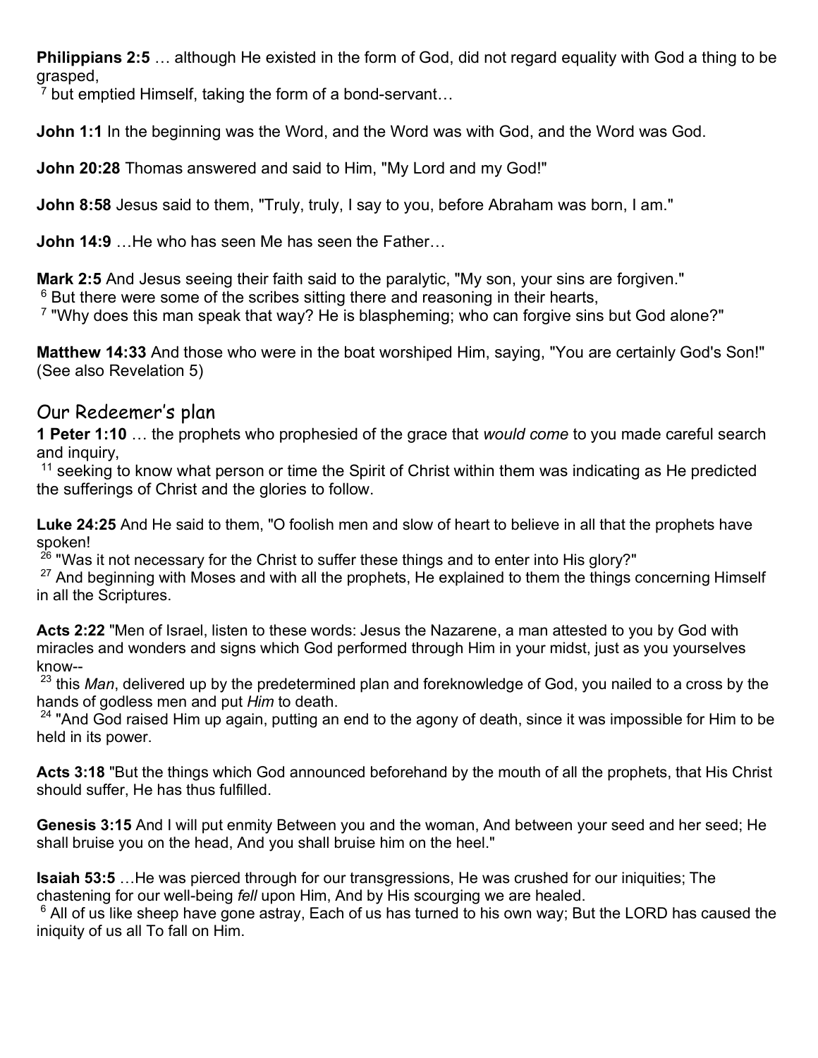**Philippians 2:5** … although He existed in the form of God, did not regard equality with God a thing to be grasped,
[7] but emptied Himself, taking the form of a bond-servant…

**John 1:1** In the beginning was the Word, and the Word was with God, and the Word was God.

**John 20:28** Thomas answered and said to Him, "My Lord and my God!"

**John 8:58** Jesus said to them, "Truly, truly, I say to you, before Abraham was born, I am."

**John 14:9** …He who has seen Me has seen the Father…

**Mark 2:5** And Jesus seeing their faith said to the paralytic, "My son, your sins are forgiven."
[6] But there were some of the scribes sitting there and reasoning in their hearts,
[7] "Why does this man speak that way? He is blaspheming; who can forgive sins but God alone?"

**Matthew 14:33** And those who were in the boat worshiped Him, saying, "You are certainly God's Son!" (See also Revelation 5)

## Our Redeemer's plan

**1 Peter 1:10** … the prophets who prophesied of the grace that *would come* to you made careful search and inquiry,
[11] seeking to know what person or time the Spirit of Christ within them was indicating as He predicted the sufferings of Christ and the glories to follow.

**Luke 24:25** And He said to them, "O foolish men and slow of heart to believe in all that the prophets have spoken!
[26] "Was it not necessary for the Christ to suffer these things and to enter into His glory?"
[27] And beginning with Moses and with all the prophets, He explained to them the things concerning Himself in all the Scriptures.

**Acts 2:22** "Men of Israel, listen to these words: Jesus the Nazarene, a man attested to you by God with miracles and wonders and signs which God performed through Him in your midst, just as you yourselves know--
[23] this *Man*, delivered up by the predetermined plan and foreknowledge of God, you nailed to a cross by the hands of godless men and put *Him* to death.
[24] "And God raised Him up again, putting an end to the agony of death, since it was impossible for Him to be held in its power.

**Acts 3:18** "But the things which God announced beforehand by the mouth of all the prophets, that His Christ should suffer, He has thus fulfilled.

**Genesis 3:15** And I will put enmity Between you and the woman, And between your seed and her seed; He shall bruise you on the head, And you shall bruise him on the heel."

**Isaiah 53:5** …He was pierced through for our transgressions, He was crushed for our iniquities; The chastening for our well-being *fell* upon Him, And by His scourging we are healed.
[6] All of us like sheep have gone astray, Each of us has turned to his own way; But the LORD has caused the iniquity of us all To fall on Him.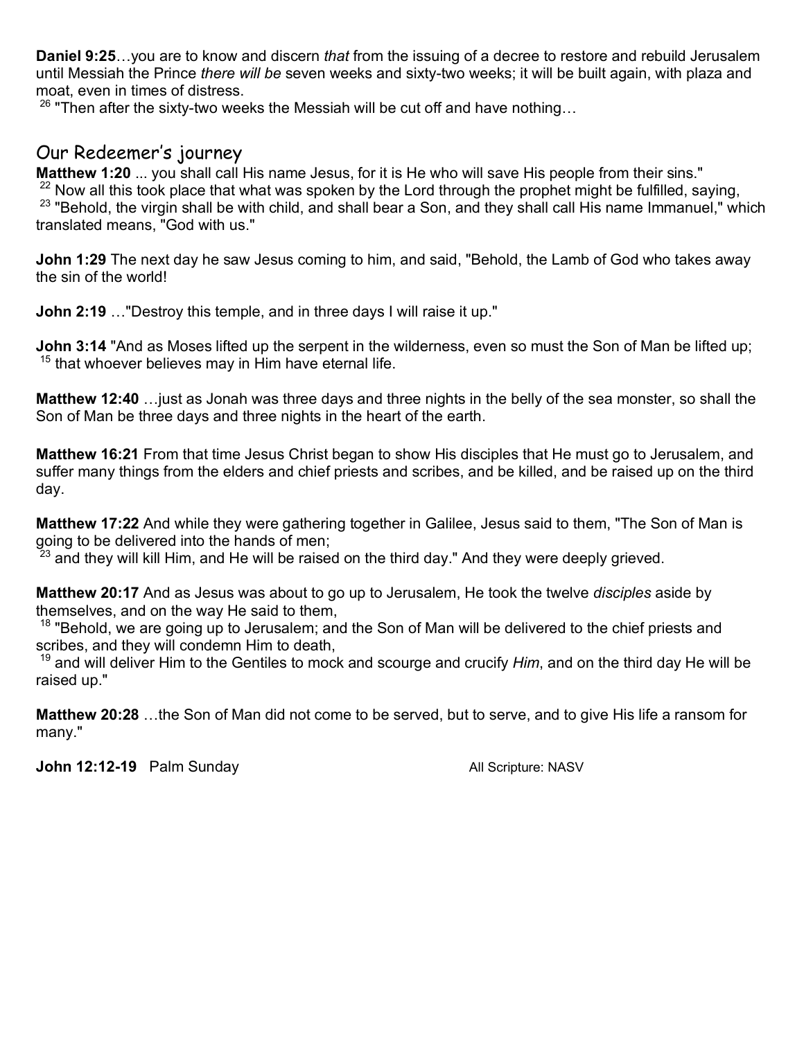**Daniel 9:25**…you are to know and discern *that* from the issuing of a decree to restore and rebuild Jerusalem until Messiah the Prince *there will be* seven weeks and sixty-two weeks; it will be built again, with plaza and moat, even in times of distress.
[26] "Then after the sixty-two weeks the Messiah will be cut off and have nothing…

## Our Redeemer's journey

**Matthew 1:20** ... you shall call His name Jesus, for it is He who will save His people from their sins."
[22] Now all this took place that what was spoken by the Lord through the prophet might be fulfilled, saying,
[23] "Behold, the virgin shall be with child, and shall bear a Son, and they shall call His name Immanuel," which translated means, "God with us."

**John 1:29** The next day he saw Jesus coming to him, and said, "Behold, the Lamb of God who takes away the sin of the world!

**John 2:19** …"Destroy this temple, and in three days I will raise it up."

**John 3:14** "And as Moses lifted up the serpent in the wilderness, even so must the Son of Man be lifted up;
[15] that whoever believes may in Him have eternal life.

**Matthew 12:40** …just as Jonah was three days and three nights in the belly of the sea monster, so shall the Son of Man be three days and three nights in the heart of the earth.

**Matthew 16:21** From that time Jesus Christ began to show His disciples that He must go to Jerusalem, and suffer many things from the elders and chief priests and scribes, and be killed, and be raised up on the third day.

**Matthew 17:22** And while they were gathering together in Galilee, Jesus said to them, "The Son of Man is going to be delivered into the hands of men;
[23] and they will kill Him, and He will be raised on the third day." And they were deeply grieved.

**Matthew 20:17** And as Jesus was about to go up to Jerusalem, He took the twelve *disciples* aside by themselves, and on the way He said to them,
[18] "Behold, we are going up to Jerusalem; and the Son of Man will be delivered to the chief priests and scribes, and they will condemn Him to death,
[19] and will deliver Him to the Gentiles to mock and scourge and crucify *Him*, and on the third day He will be raised up."

**Matthew 20:28** …the Son of Man did not come to be served, but to serve, and to give His life a ransom for many."

**John 12:12-19** Palm Sunday

All Scripture: NASV